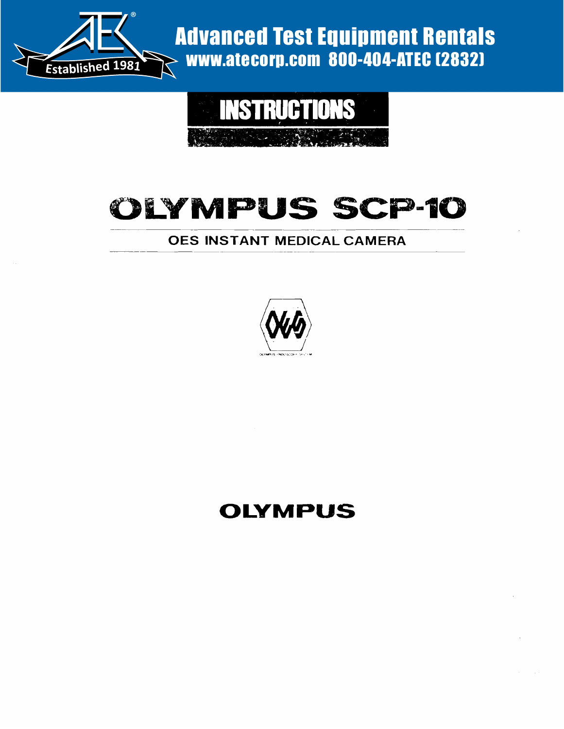Advanced Test Equipment Rentals
www.atecorp.com 800-404-ATEC (2832)

Established 1981

# INSTRUCTIONS

# OLYMPUS SCP-10

## OES INSTANT MEDICAL CAMERA

OLYMPUS ENDOSCOPY SYSTEM

OLYMPUS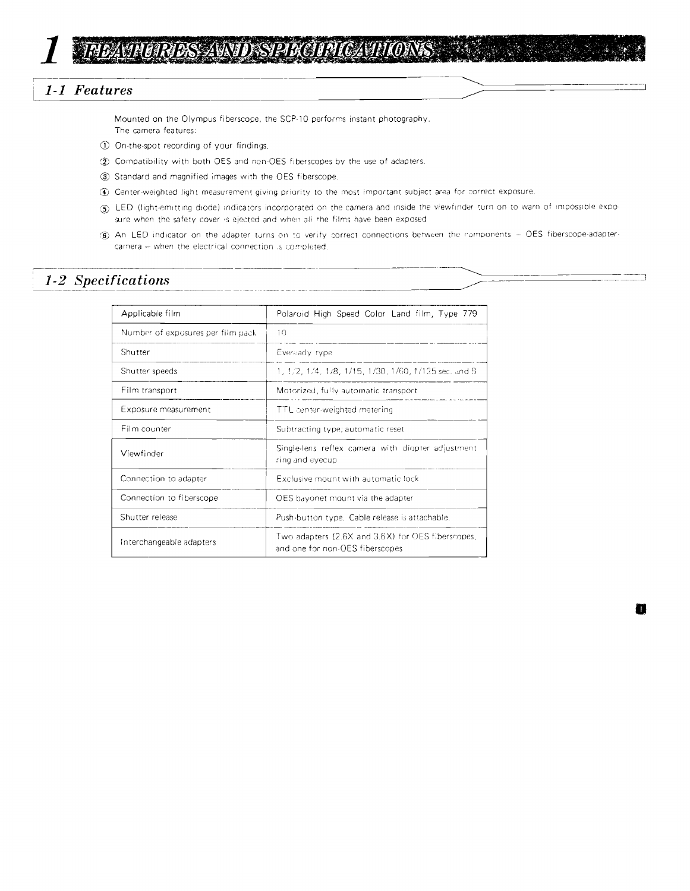# 1 FEATURES AND SPECIFICATIONS

## 1-1 Features

Mounted on the Olympus fiberscope, the SCP-10 performs instant photography.
The camera features:

① On-the-spot recording of your findings.

② Compatibility with both OES and non-OES fiberscopes by the use of adapters.

③ Standard and magnified images with the OES fiberscope.

④ Center-weighted light measurement giving priority to the most important subject area for correct exposure.

⑤ LED (light-emitting diode) indicators incorporated on the camera and inside the viewfinder turn on to warn of impossible exposure when the safety cover is ejected and when all the films have been exposed.

⑥ An LED indicator on the adapter turns on to verify correct connections between the components – OES fiberscope-adapter-camera – when the electrical connection is completed.

## 1-2 Specifications

| | |
|---|---|
| Applicable film | Polaroid High Speed Color Land film, Type 779 |
| Number of exposures per film pack | 10 |
| Shutter | Eveready type |
| Shutter speeds | 1, 1/2, 1/4, 1/8, 1/15, 1/30, 1/60, 1/125 sec. and B |
| Film transport | Motorized, fully automatic transport |
| Exposure measurement | TTL center-weighted metering |
| Film counter | Subtracting type; automatic reset |
| Viewfinder | Single-lens reflex camera with diopter adjustment ring and eyecup |
| Connection to adapter | Exclusive mount with automatic lock |
| Connection to fiberscope | OES bayonet mount via the adapter |
| Shutter release | Push-button type. Cable release is attachable. |
| Interchangeable adapters | Two adapters (2.6X and 3.6X) for OES fiberscopes, and one for non-OES fiberscopes |